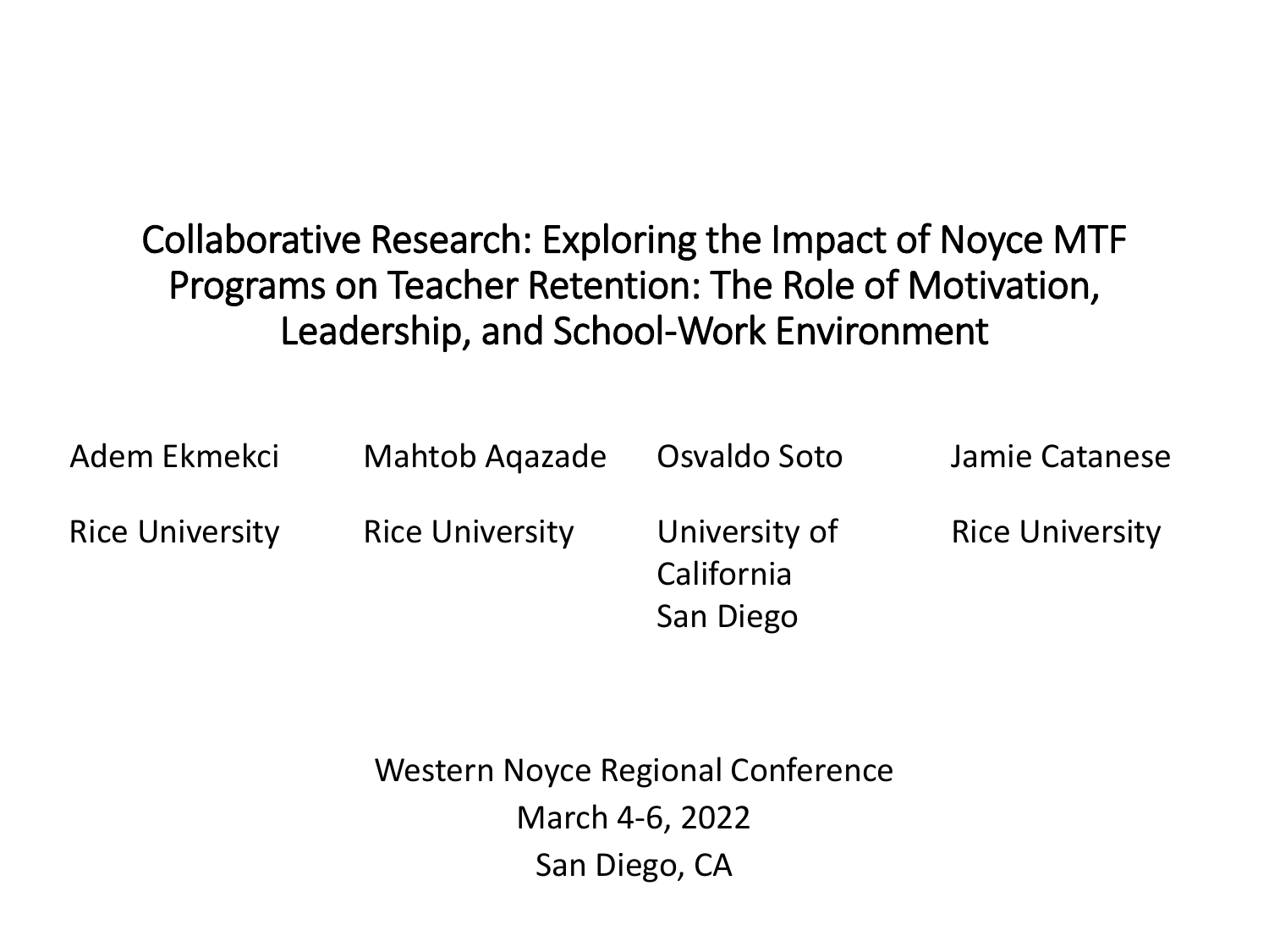# Collaborative Research: Exploring the Impact of Noyce MTF Programs on Teacher Retention: The Role of Motivation, Leadership, and School-Work Environment

| Adem Ekmekci | Mahtob Aqazade | Osvaldo Soto | Jamie Catanese |
|---|---|---|---|
| Rice University | Rice University | University of California San Diego | Rice University |

Western Noyce Regional Conference
March 4-6, 2022
San Diego, CA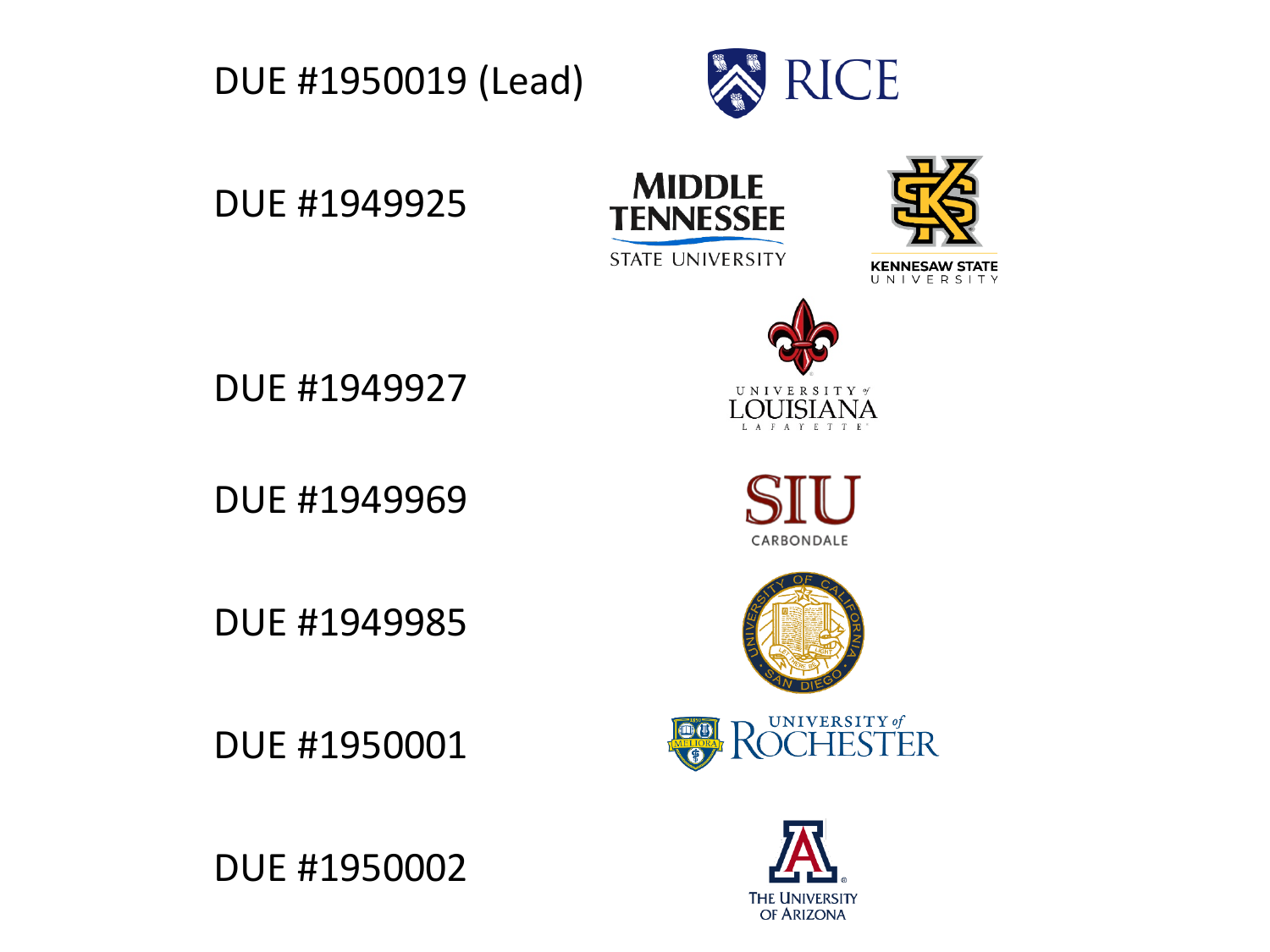DUE #1950019 (Lead) — RICE

DUE #1949925 — MIDDLE TENNESSEE STATE UNIVERSITY; KENNESAW STATE UNIVERSITY

DUE #1949927 — UNIVERSITY of LOUISIANA LAFAYETTE

DUE #1949969 — SIU CARBONDALE

DUE #1949985 — UNIVERSITY OF CALIFORNIA SAN DIEGO

DUE #1950001 — UNIVERSITY of ROCHESTER

DUE #1950002 — THE UNIVERSITY OF ARIZONA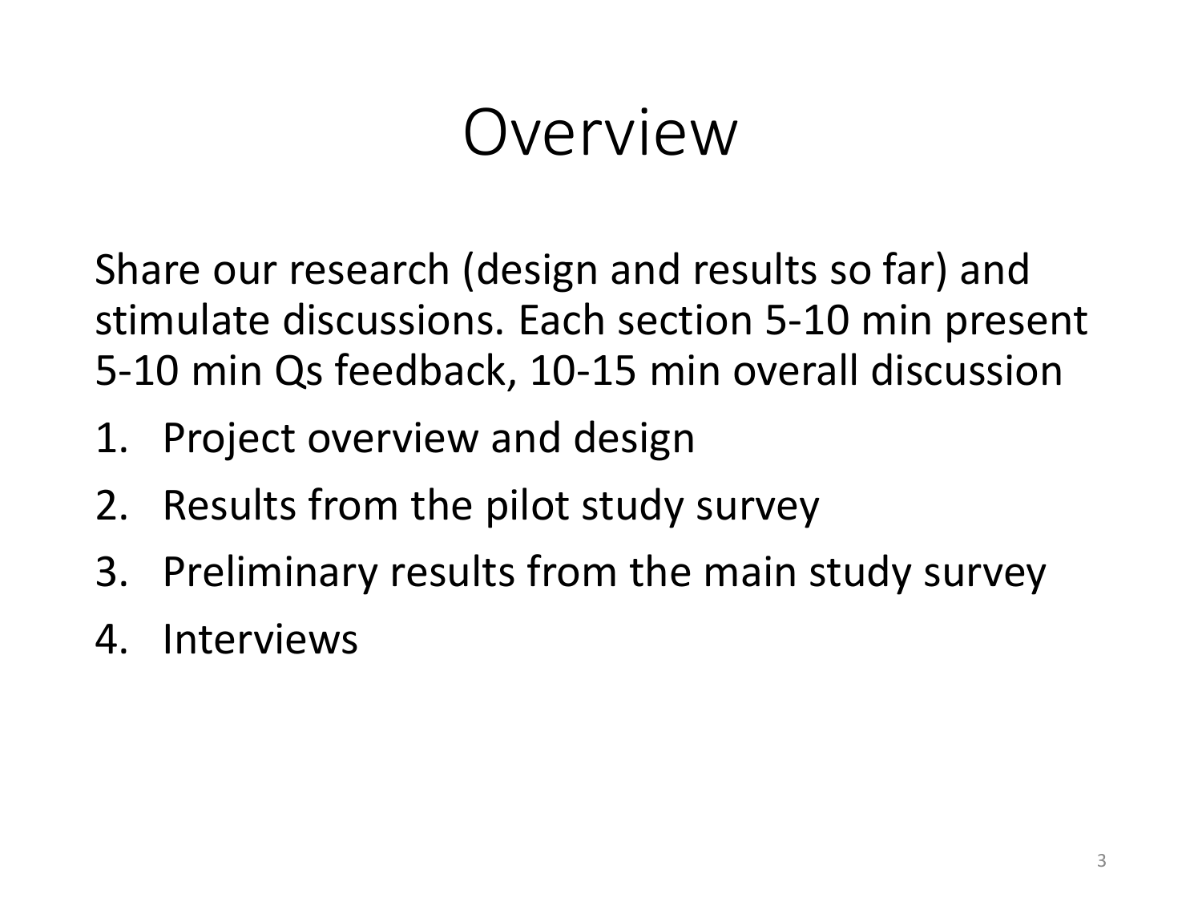# Overview

Share our research (design and results so far) and stimulate discussions. Each section 5-10 min present 5-10 min Qs feedback, 10-15 min overall discussion

1. Project overview and design
2. Results from the pilot study survey
3. Preliminary results from the main study survey
4. Interviews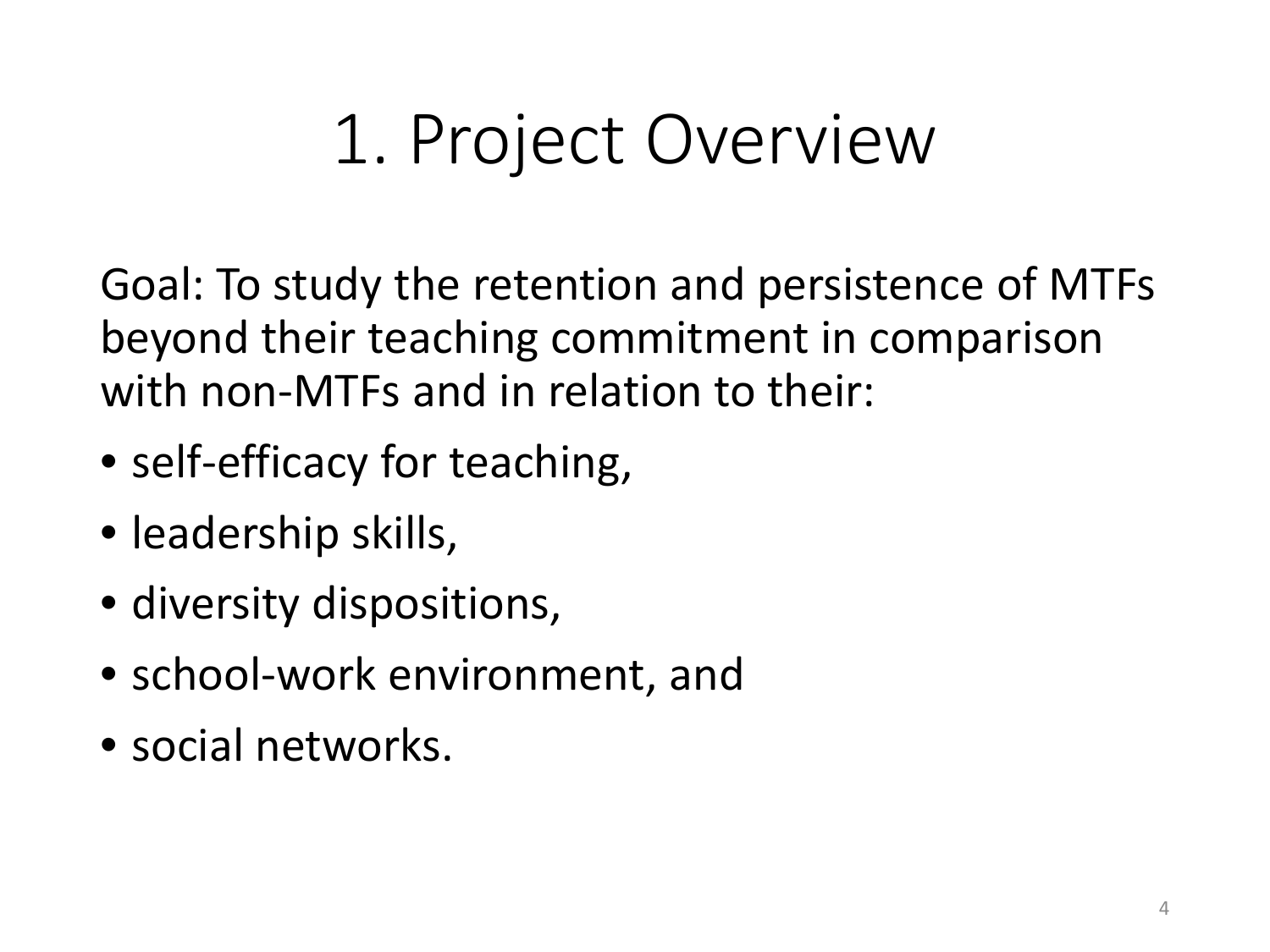# 1. Project Overview

Goal: To study the retention and persistence of MTFs beyond their teaching commitment in comparison with non-MTFs and in relation to their:

- self-efficacy for teaching,
- leadership skills,
- diversity dispositions,
- school-work environment, and
- social networks.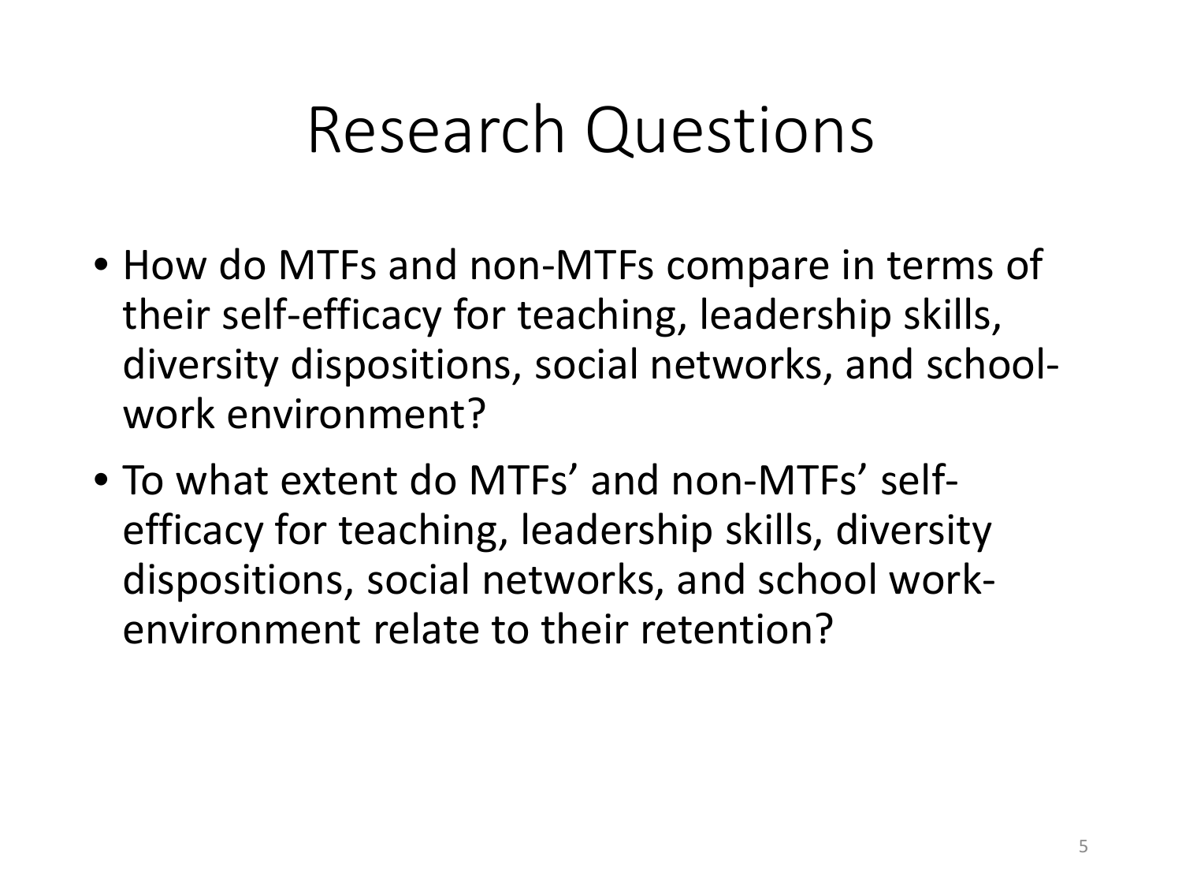# Research Questions

- How do MTFs and non-MTFs compare in terms of their self-efficacy for teaching, leadership skills, diversity dispositions, social networks, and school-work environment?
- To what extent do MTFs' and non-MTFs' self-efficacy for teaching, leadership skills, diversity dispositions, social networks, and school work-environment relate to their retention?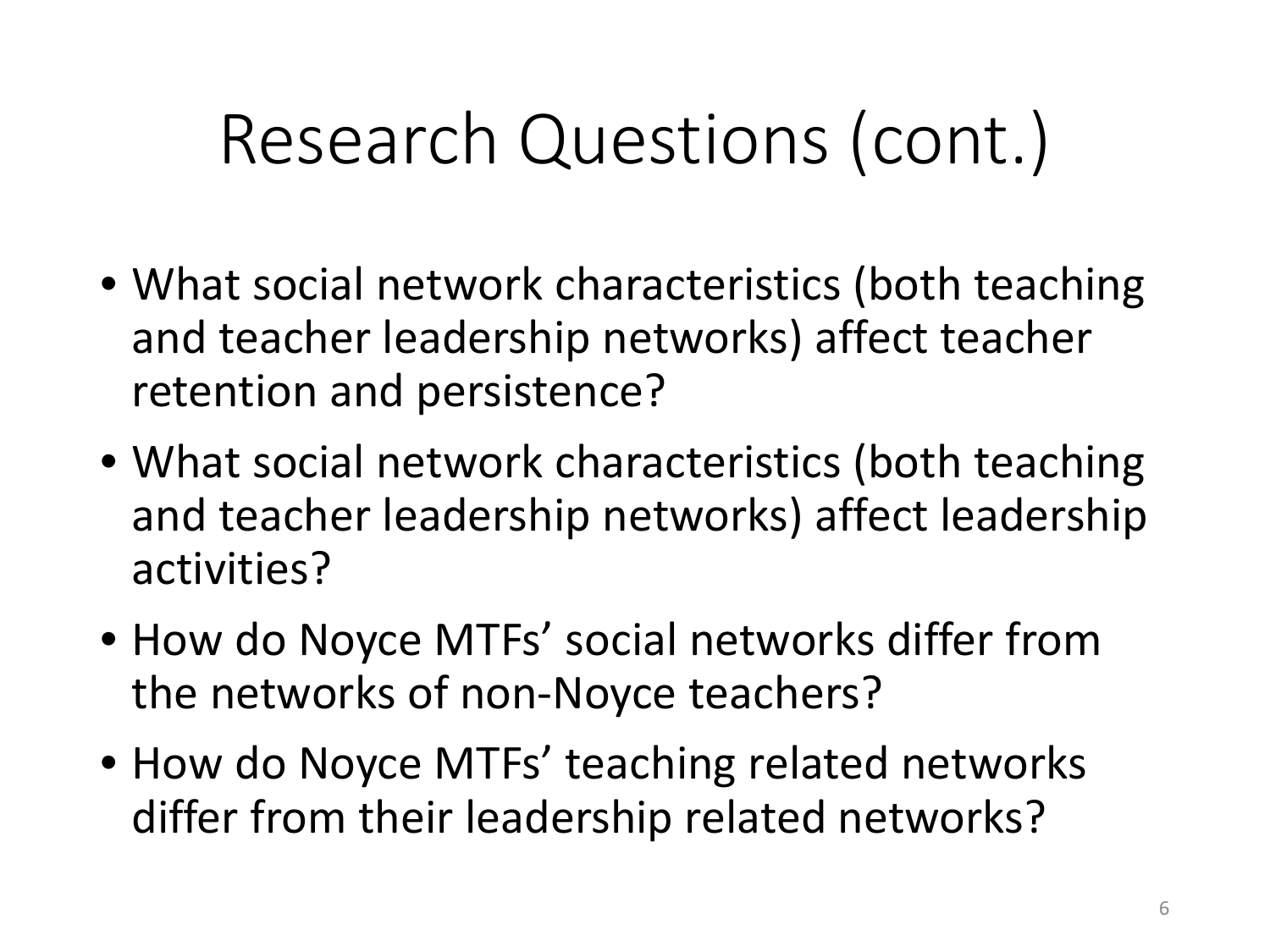# Research Questions (cont.)

- What social network characteristics (both teaching and teacher leadership networks) affect teacher retention and persistence?
- What social network characteristics (both teaching and teacher leadership networks) affect leadership activities?
- How do Noyce MTFs' social networks differ from the networks of non-Noyce teachers?
- How do Noyce MTFs' teaching related networks differ from their leadership related networks?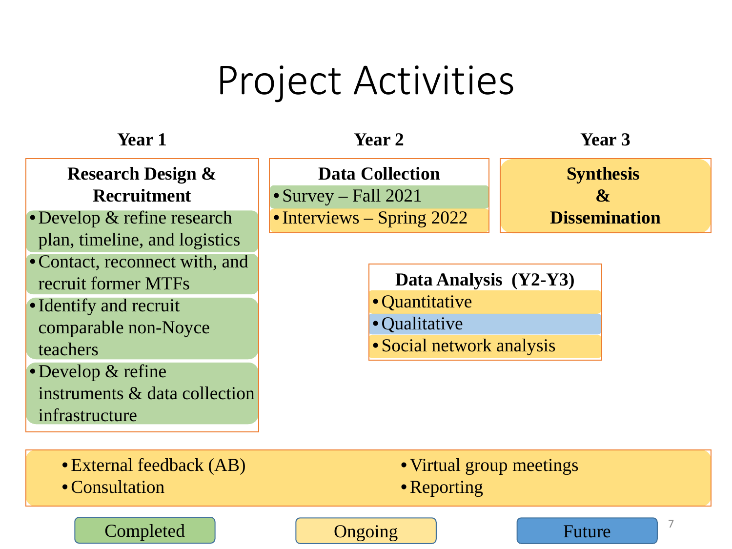# Project Activities

## Year 1

**Research Design & Recruitment**

- Develop & refine research plan, timeline, and logistics
- Contact, reconnect with, and recruit former MTFs
- Identify and recruit comparable non-Noyce teachers
- Develop & refine instruments & data collection infrastructure

## Year 2

**Data Collection**

- Survey – Fall 2021
- Interviews – Spring 2022

## Year 3

**Synthesis & Dissemination**

**Data Analysis (Y2-Y3)**

- Quantitative
- Qualitative
- Social network analysis

---

- External feedback (AB)
- Consultation
- Virtual group meetings
- Reporting

Completed | Ongoing | Future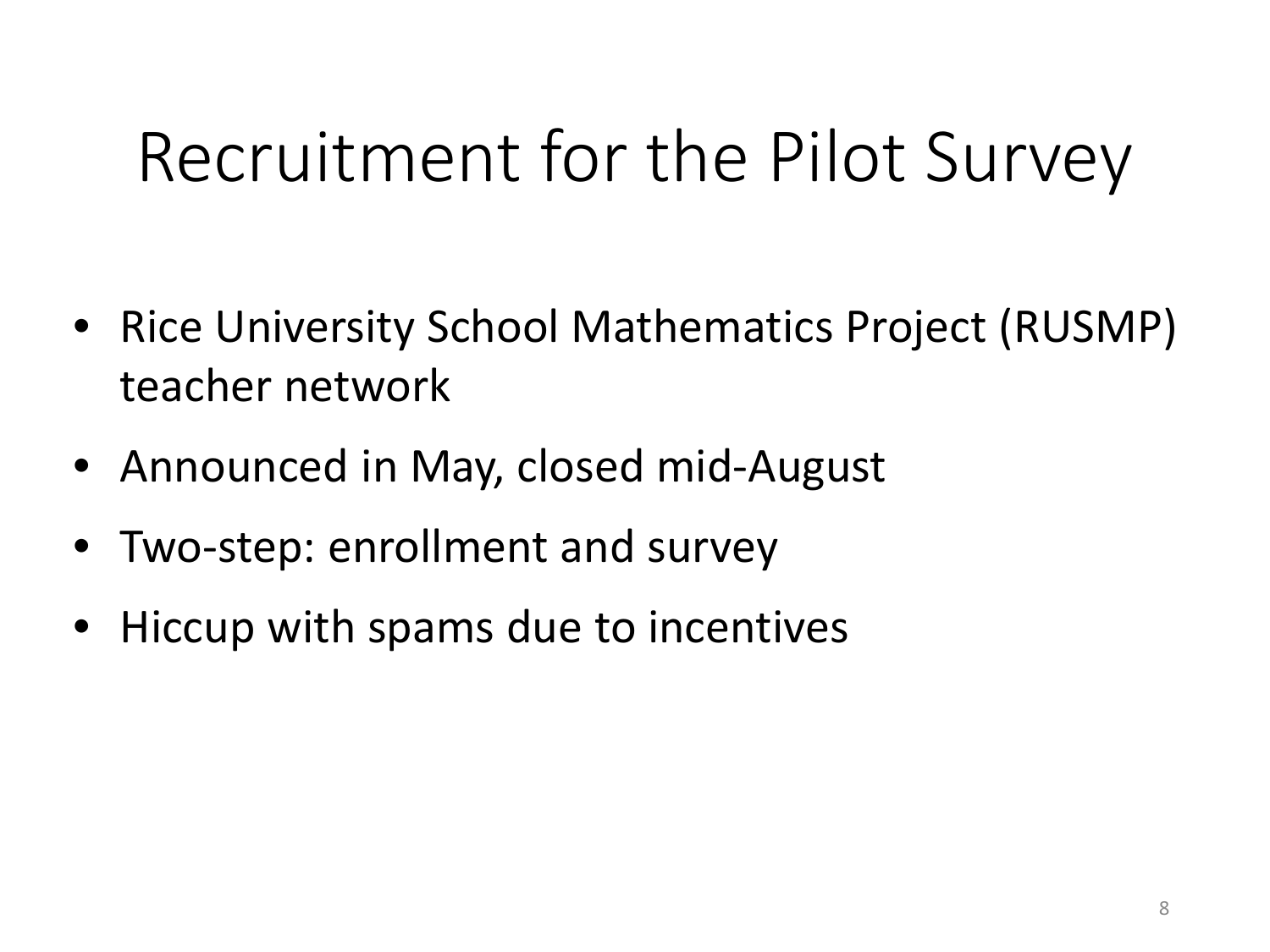# Recruitment for the Pilot Survey

- Rice University School Mathematics Project (RUSMP) teacher network
- Announced in May, closed mid-August
- Two-step: enrollment and survey
- Hiccup with spams due to incentives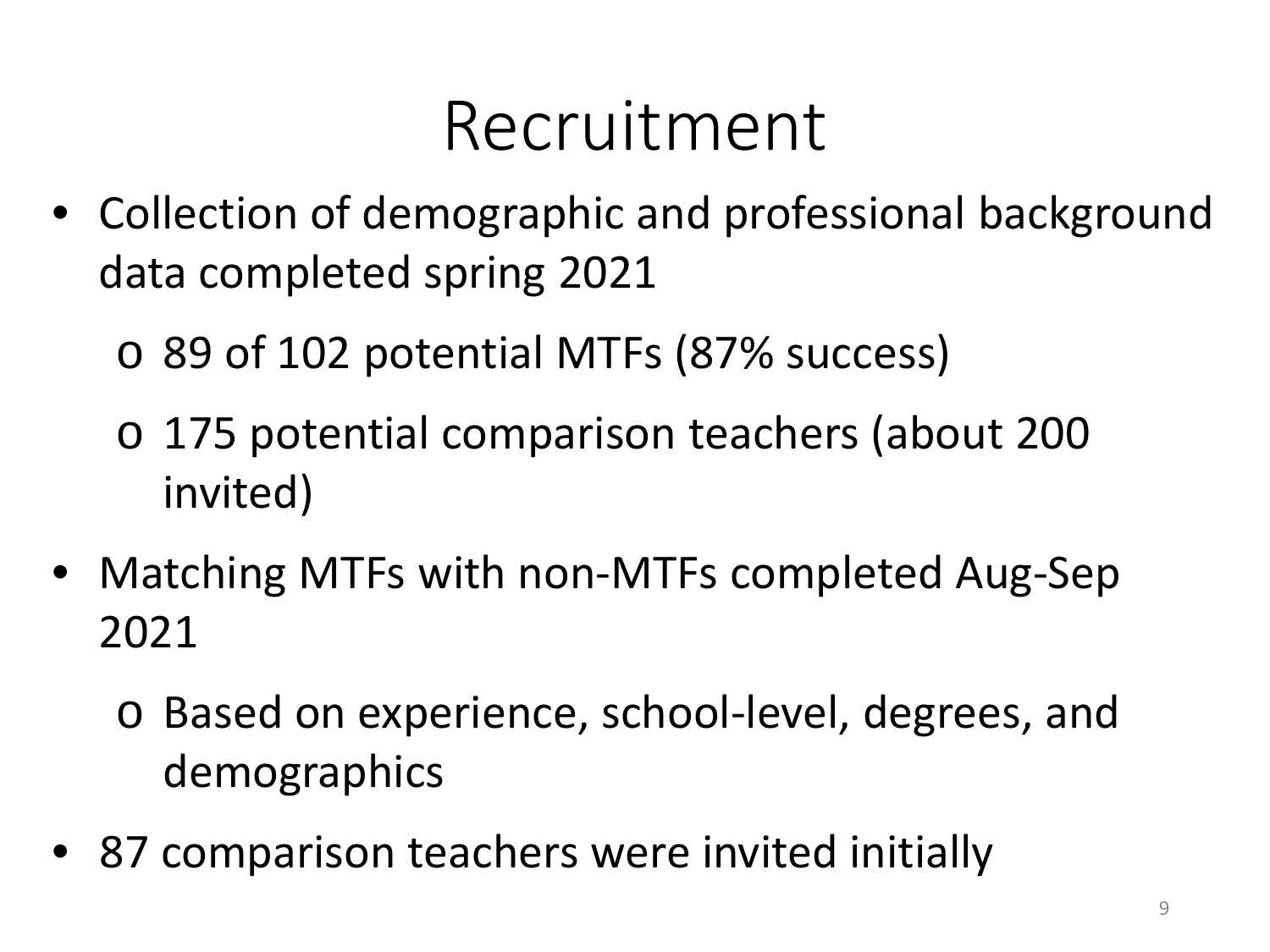# Recruitment

- Collection of demographic and professional background data completed spring 2021
  - 89 of 102 potential MTFs (87% success)
  - 175 potential comparison teachers (about 200 invited)
- Matching MTFs with non-MTFs completed Aug-Sep 2021
  - Based on experience, school-level, degrees, and demographics
- 87 comparison teachers were invited initially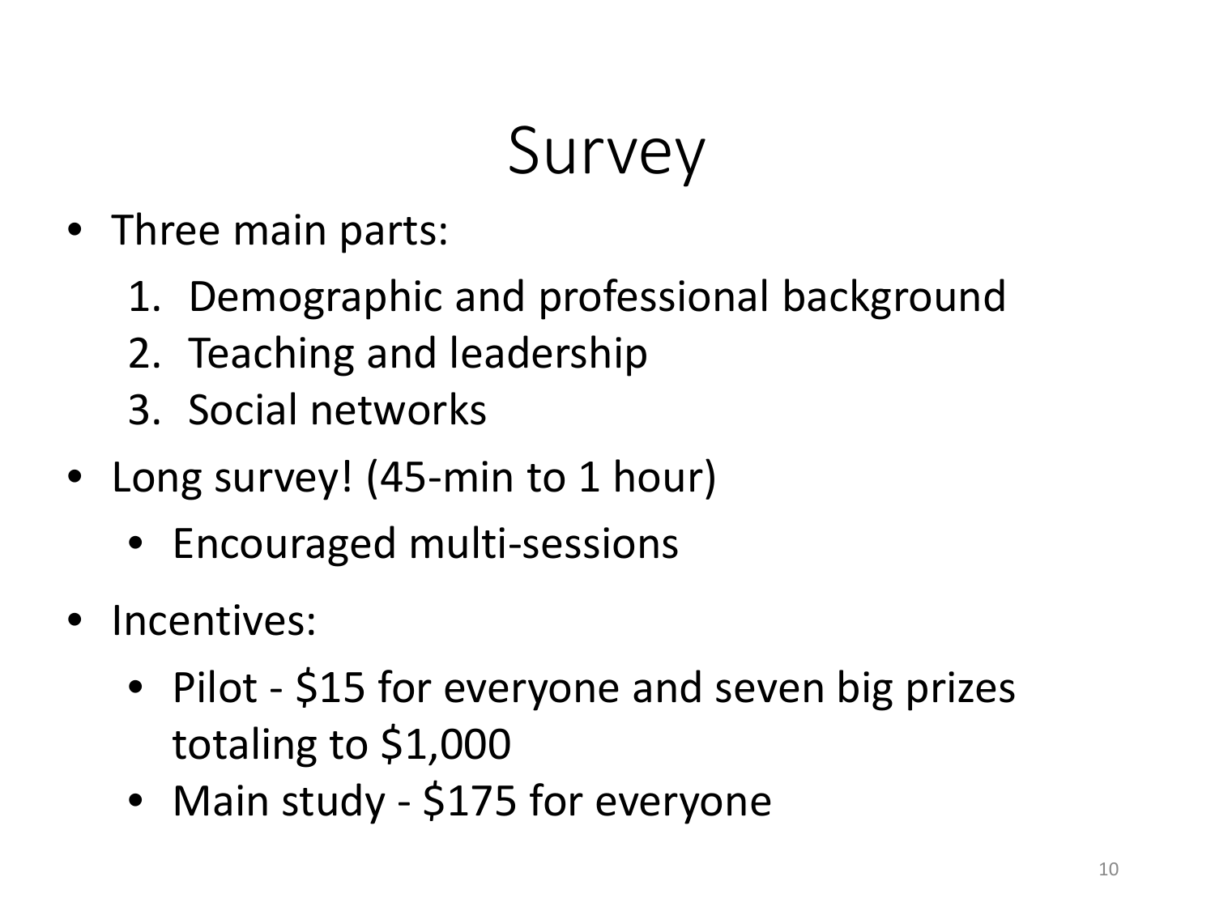# Survey

- Three main parts:
  1. Demographic and professional background
  2. Teaching and leadership
  3. Social networks
- Long survey! (45-min to 1 hour)
  - Encouraged multi-sessions
- Incentives:
  - Pilot - $15 for everyone and seven big prizes totaling to $1,000
  - Main study - $175 for everyone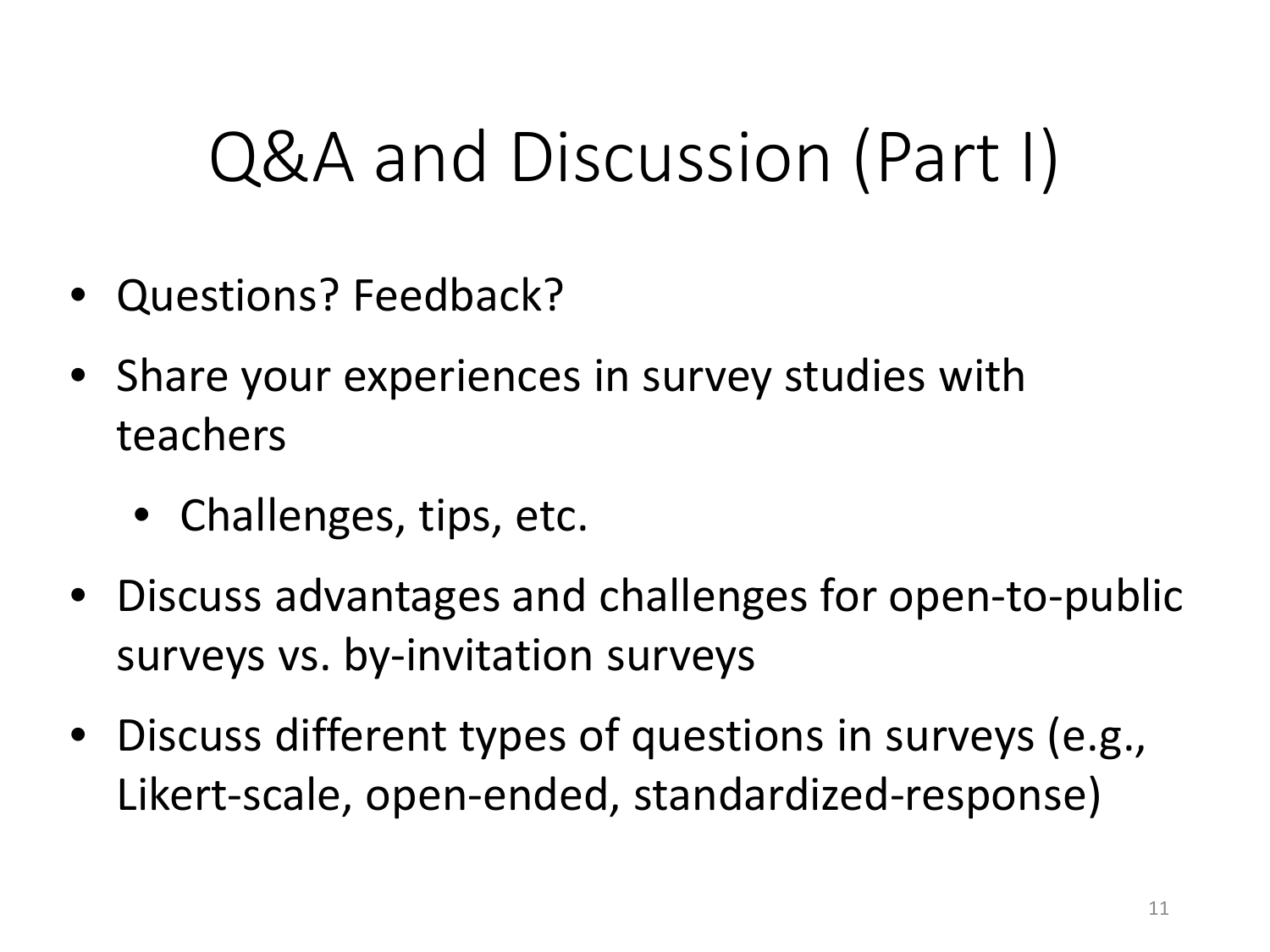# Q&A and Discussion (Part I)

- Questions? Feedback?
- Share your experiences in survey studies with teachers
  - Challenges, tips, etc.
- Discuss advantages and challenges for open-to-public surveys vs. by-invitation surveys
- Discuss different types of questions in surveys (e.g., Likert-scale, open-ended, standardized-response)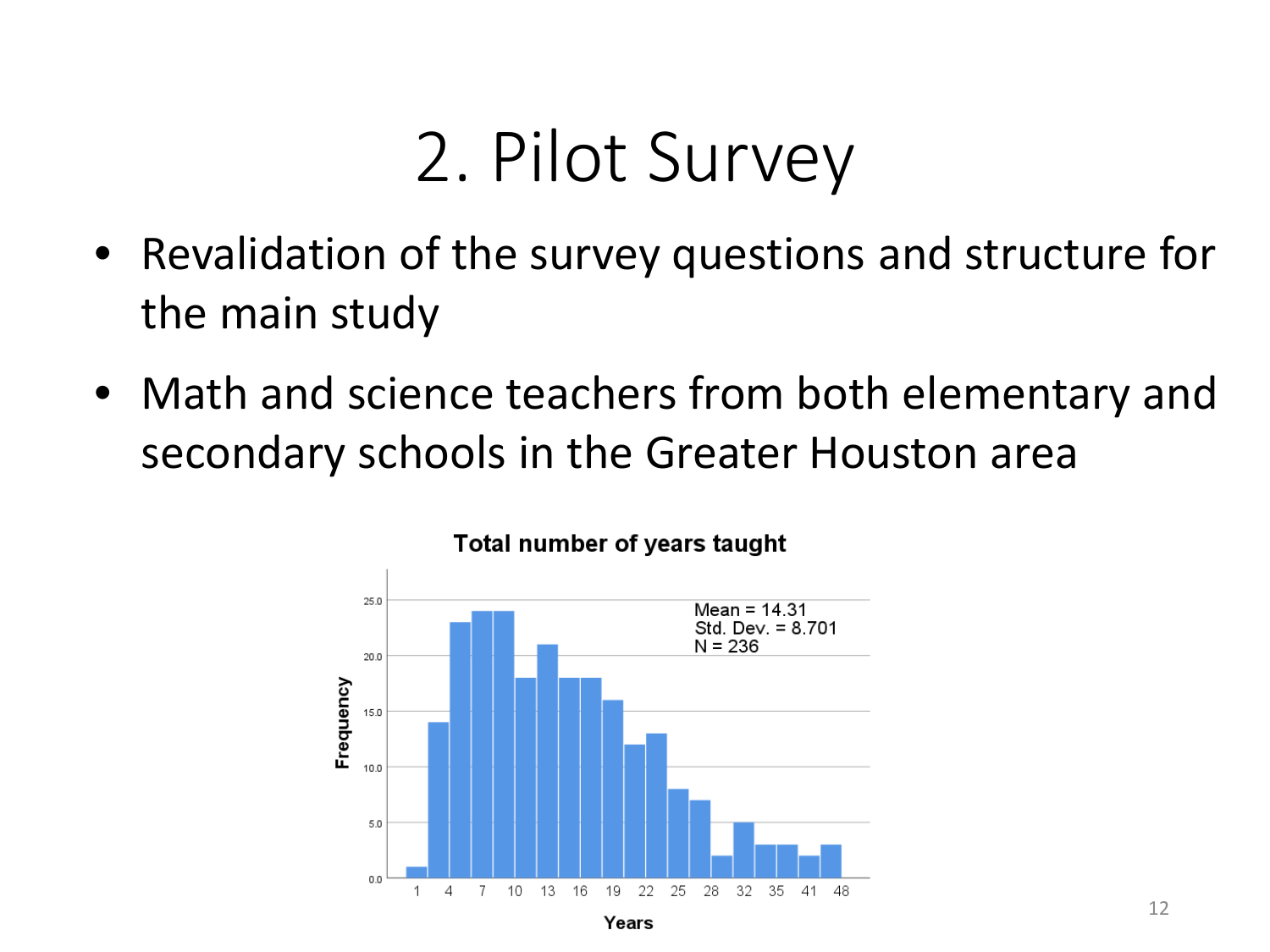# 2. Pilot Survey

- Revalidation of the survey questions and structure for the main study
- Math and science teachers from both elementary and secondary schools in the Greater Houston area

**Total number of years taught**

Mean = 14.31
Std. Dev. = 8.701
N = 236

Frequency

Years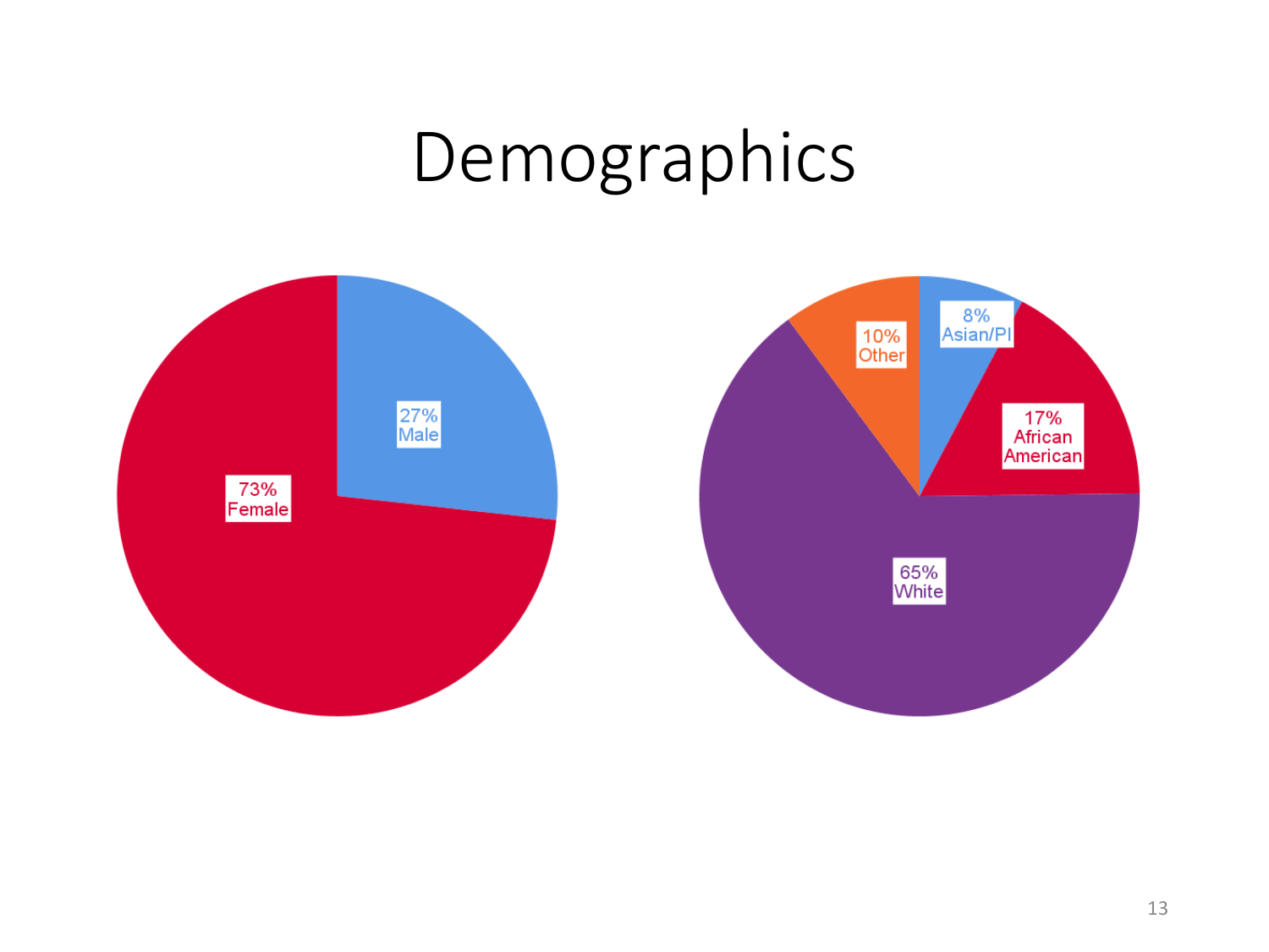# Demographics

73% Female

27% Male

10% Other

8% Asian/PI

17% African American

65% White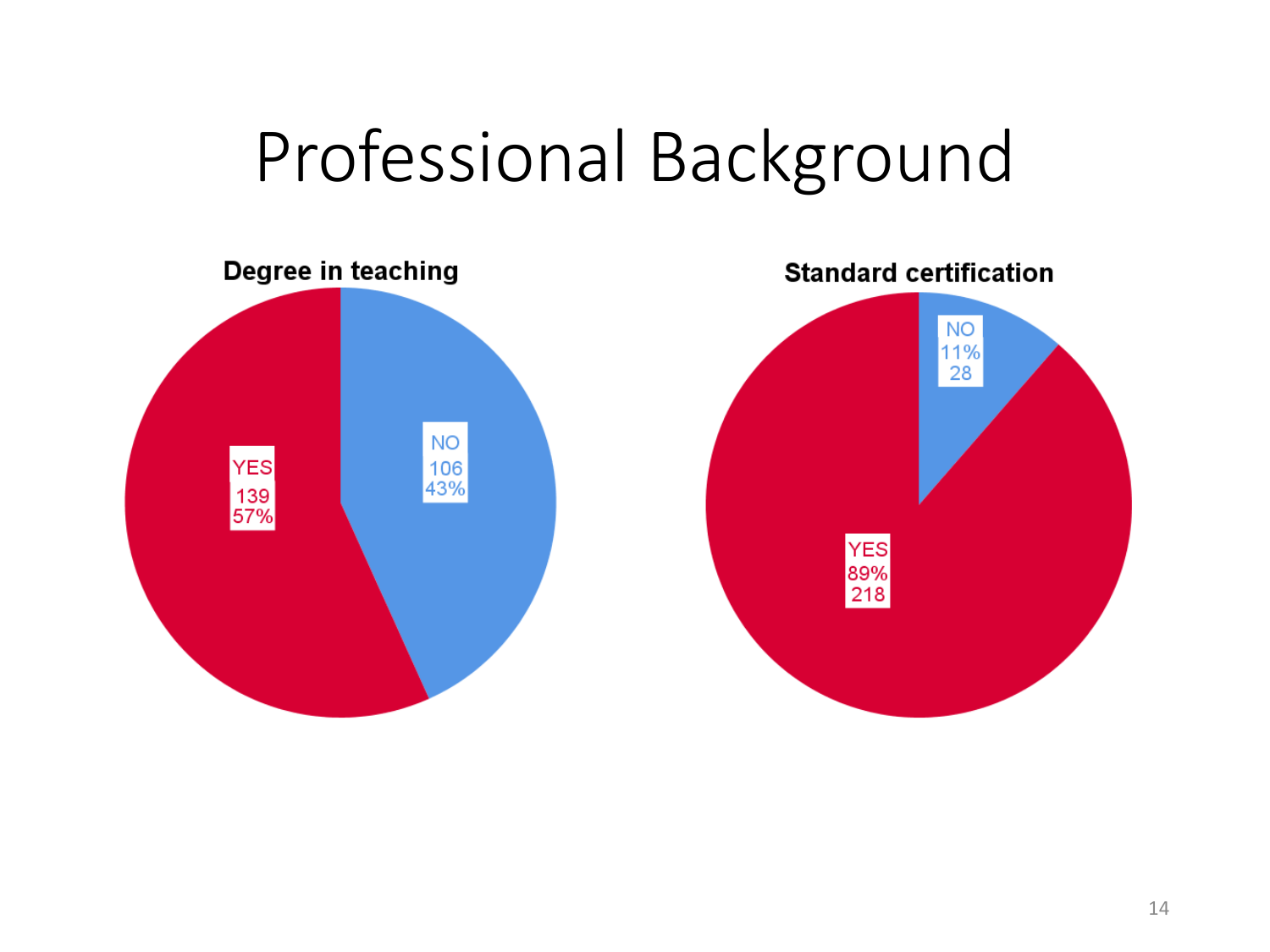# Professional Background

**Degree in teaching**

YES 139 57%

NO 106 43%

**Standard certification**

NO 11% 28

YES 89% 218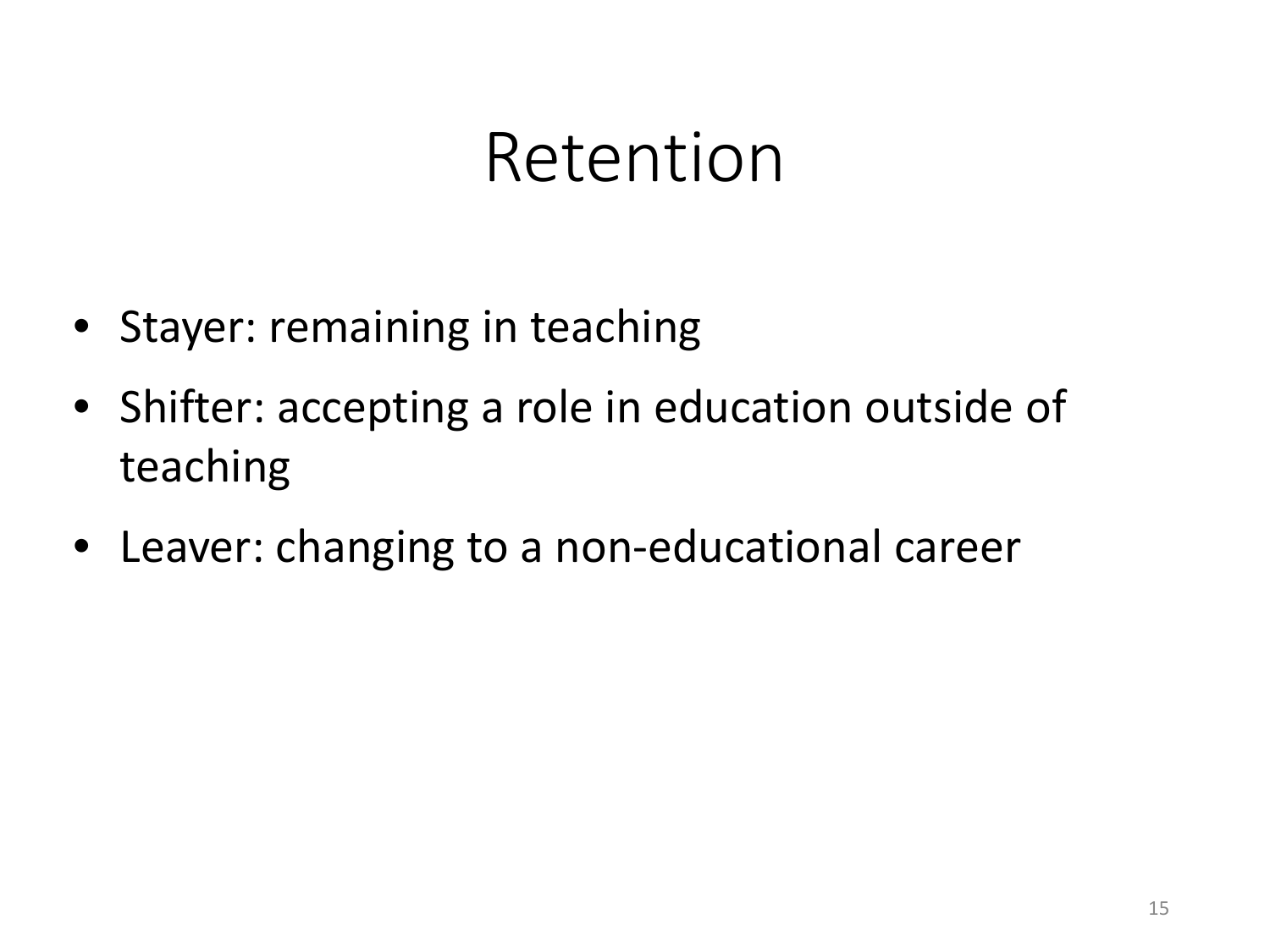# Retention

- Stayer: remaining in teaching
- Shifter: accepting a role in education outside of teaching
- Leaver: changing to a non-educational career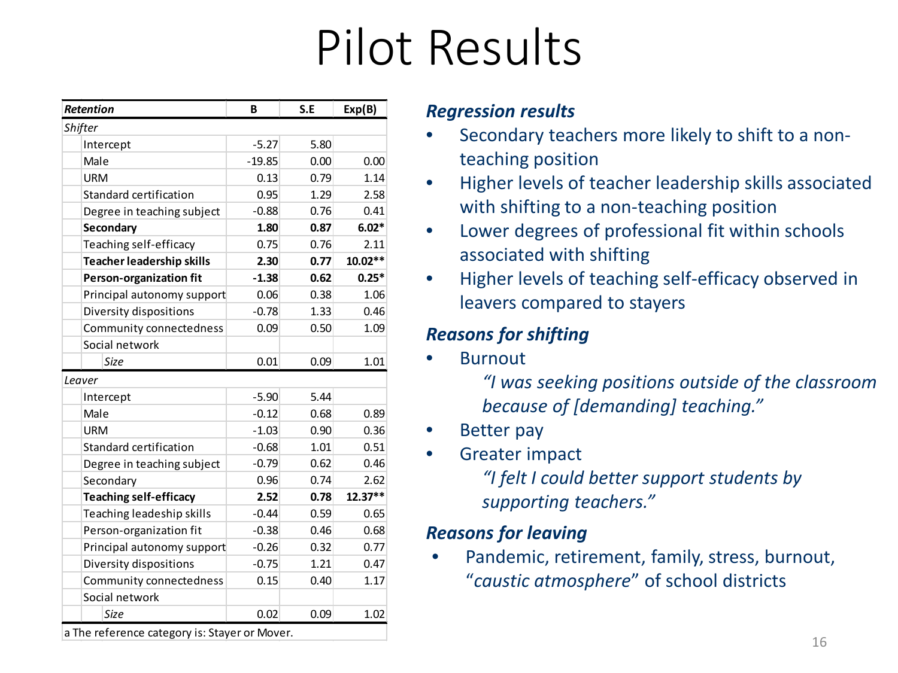# Pilot Results

| *Retention* | B | S.E | Exp(B) |
|---|---|---|---|
| *Shifter* | | | |
| Intercept | -5.27 | 5.80 | |
| Male | -19.85 | 0.00 | 0.00 |
| URM | 0.13 | 0.79 | 1.14 |
| Standard certification | 0.95 | 1.29 | 2.58 |
| Degree in teaching subject | -0.88 | 0.76 | 0.41 |
| **Secondary** | **1.80** | **0.87** | **6.02*** |
| Teaching self-efficacy | 0.75 | 0.76 | 2.11 |
| **Teacher leadership skills** | **2.30** | **0.77** | **10.02**** |
| **Person-organization fit** | **-1.38** | **0.62** | **0.25*** |
| Principal autonomy support | 0.06 | 0.38 | 1.06 |
| Diversity dispositions | -0.78 | 1.33 | 0.46 |
| Community connectedness | 0.09 | 0.50 | 1.09 |
| Social network | | | |
| *Size* | 0.01 | 0.09 | 1.01 |
| *Leaver* | | | |
| Intercept | -5.90 | 5.44 | |
| Male | -0.12 | 0.68 | 0.89 |
| URM | -1.03 | 0.90 | 0.36 |
| Standard certification | -0.68 | 1.01 | 0.51 |
| Degree in teaching subject | -0.79 | 0.62 | 0.46 |
| Secondary | 0.96 | 0.74 | 2.62 |
| **Teaching self-efficacy** | **2.52** | **0.78** | **12.37**** |
| Teaching leadeship skills | -0.44 | 0.59 | 0.65 |
| Person-organization fit | -0.38 | 0.46 | 0.68 |
| Principal autonomy support | -0.26 | 0.32 | 0.77 |
| Diversity dispositions | -0.75 | 1.21 | 0.47 |
| Community connectedness | 0.15 | 0.40 | 1.17 |
| Social network | | | |
| *Size* | 0.02 | 0.09 | 1.02 |

a The reference category is: Stayer or Mover.

### *Regression results*

- Secondary teachers more likely to shift to a non-teaching position
- Higher levels of teacher leadership skills associated with shifting to a non-teaching position
- Lower degrees of professional fit within schools associated with shifting
- Higher levels of teaching self-efficacy observed in leavers compared to stayers

### *Reasons for shifting*

- Burnout

  *"I was seeking positions outside of the classroom because of [demanding] teaching."*
- Better pay
- Greater impact

  *"I felt I could better support students by supporting teachers."*

### *Reasons for leaving*

- Pandemic, retirement, family, stress, burnout, "*caustic atmosphere*" of school districts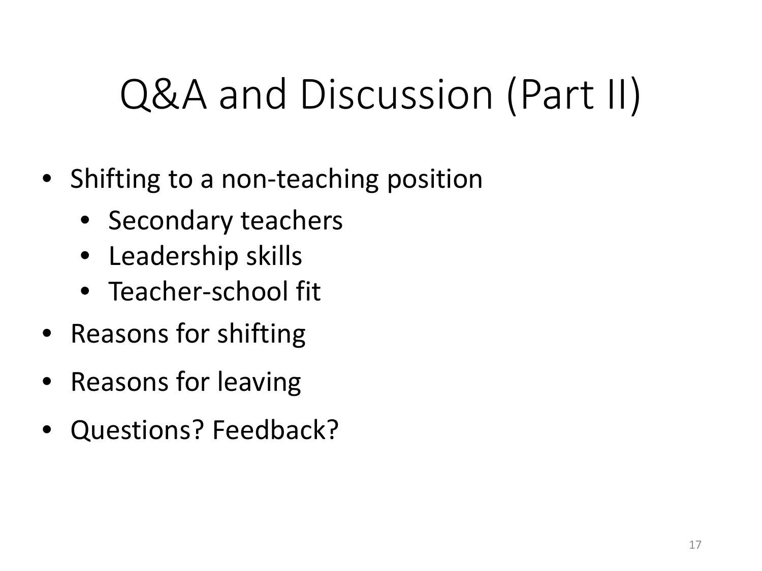# Q&A and Discussion (Part II)

- Shifting to a non-teaching position
  - Secondary teachers
  - Leadership skills
  - Teacher-school fit
- Reasons for shifting
- Reasons for leaving
- Questions? Feedback?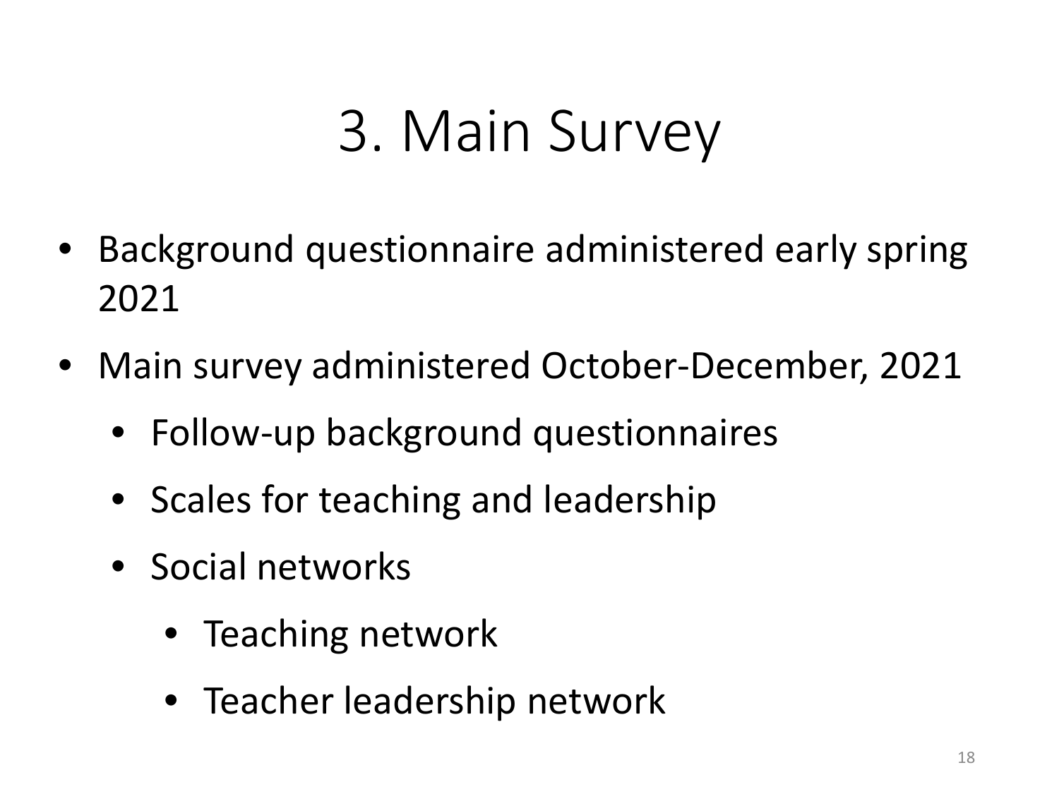# 3. Main Survey

- Background questionnaire administered early spring 2021
- Main survey administered October-December, 2021
  - Follow-up background questionnaires
  - Scales for teaching and leadership
  - Social networks
    - Teaching network
    - Teacher leadership network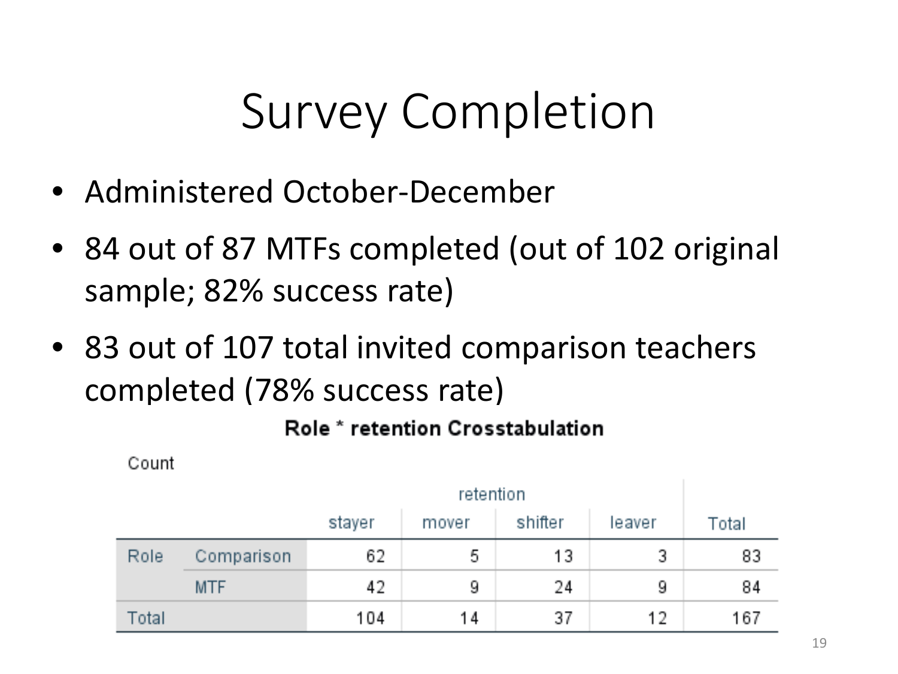# Survey Completion

- Administered October-December
- 84 out of 87 MTFs completed (out of 102 original sample; 82% success rate)
- 83 out of 107 total invited comparison teachers completed (78% success rate)

**Role * retention Crosstabulation**

Count

| | | retention | | | | Total |
|---|---|---|---|---|---|---|
| | | stayer | mover | shifter | leaver | |
| Role | Comparison | 62 | 5 | 13 | 3 | 83 |
| | MTF | 42 | 9 | 24 | 9 | 84 |
| Total | | 104 | 14 | 37 | 12 | 167 |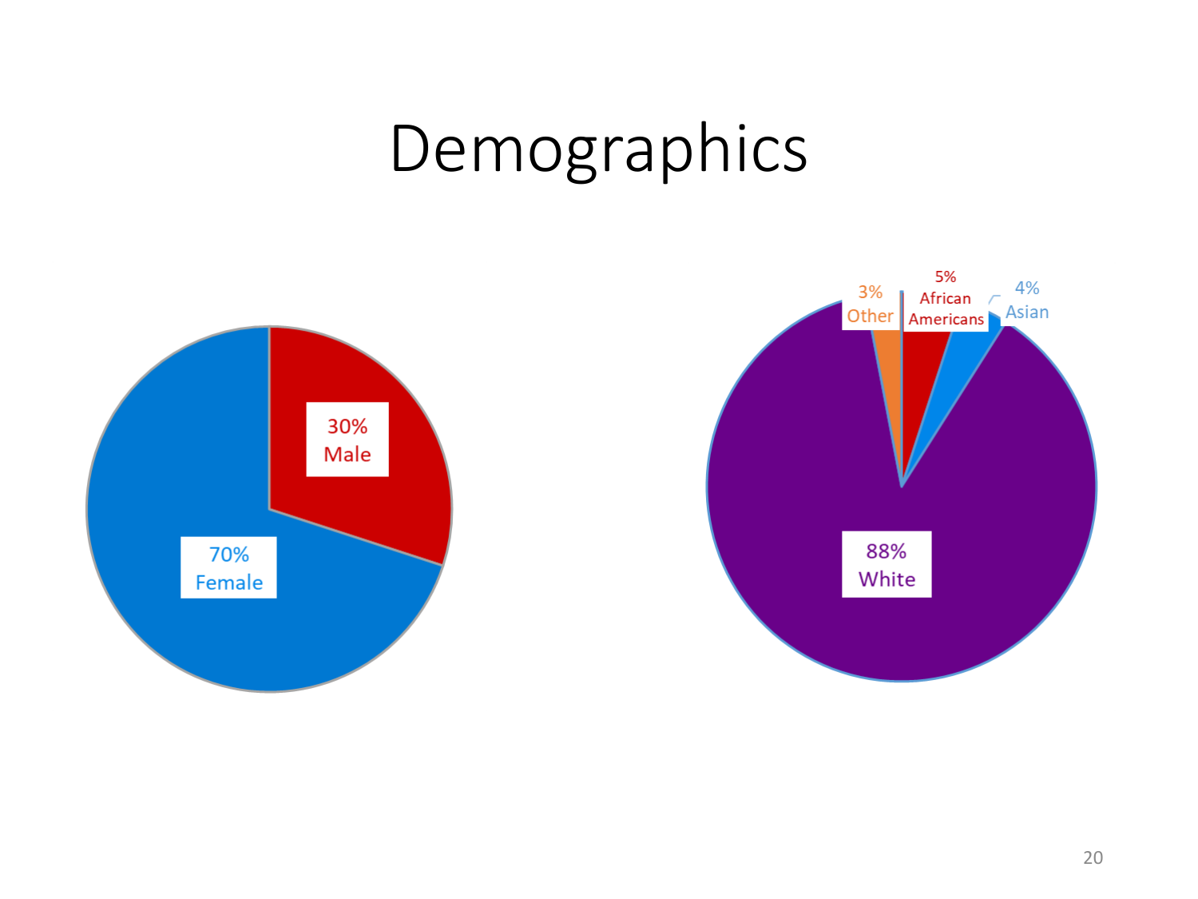# Demographics

30% Male

70% Female

3% Other

5% African Americans

4% Asian

88% White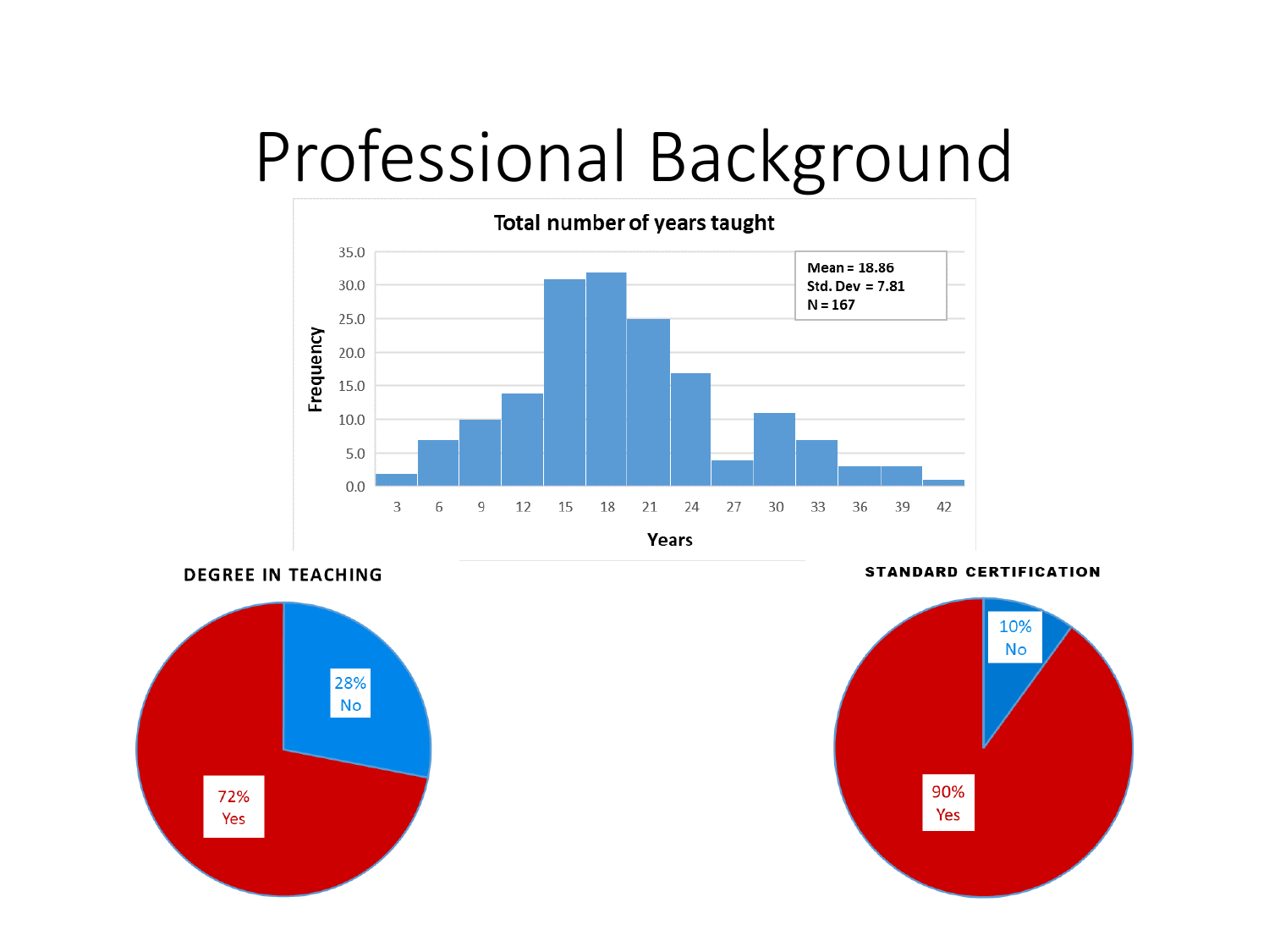# Professional Background

**Total number of years taught**

Mean = 18.86
Std. Dev = 7.81
N = 167

Frequency

Years

**DEGREE IN TEACHING**

28% No

72% Yes

**STANDARD CERTIFICATION**

10% No

90% Yes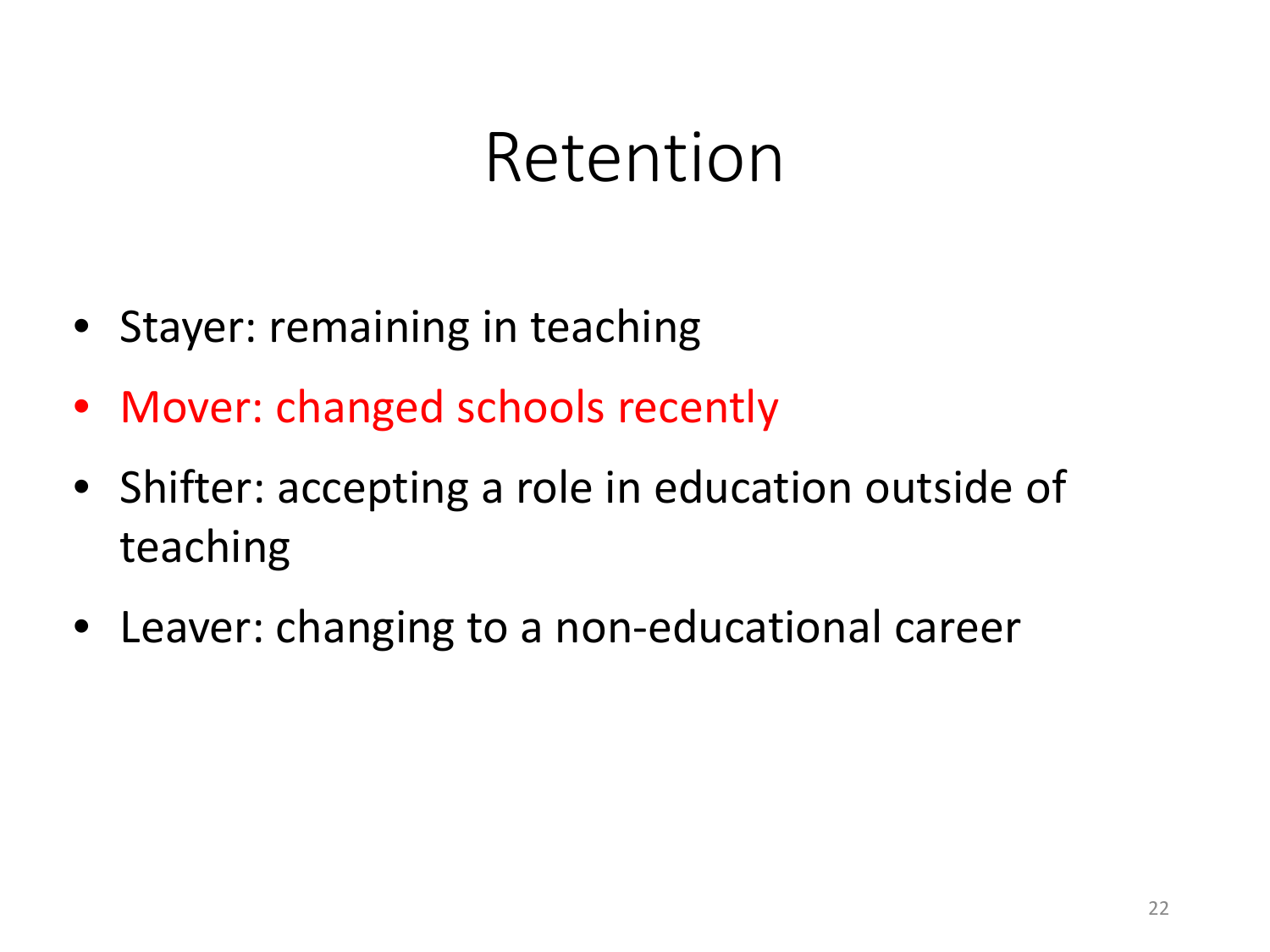# Retention

- Stayer: remaining in teaching
- Mover: changed schools recently
- Shifter: accepting a role in education outside of teaching
- Leaver: changing to a non-educational career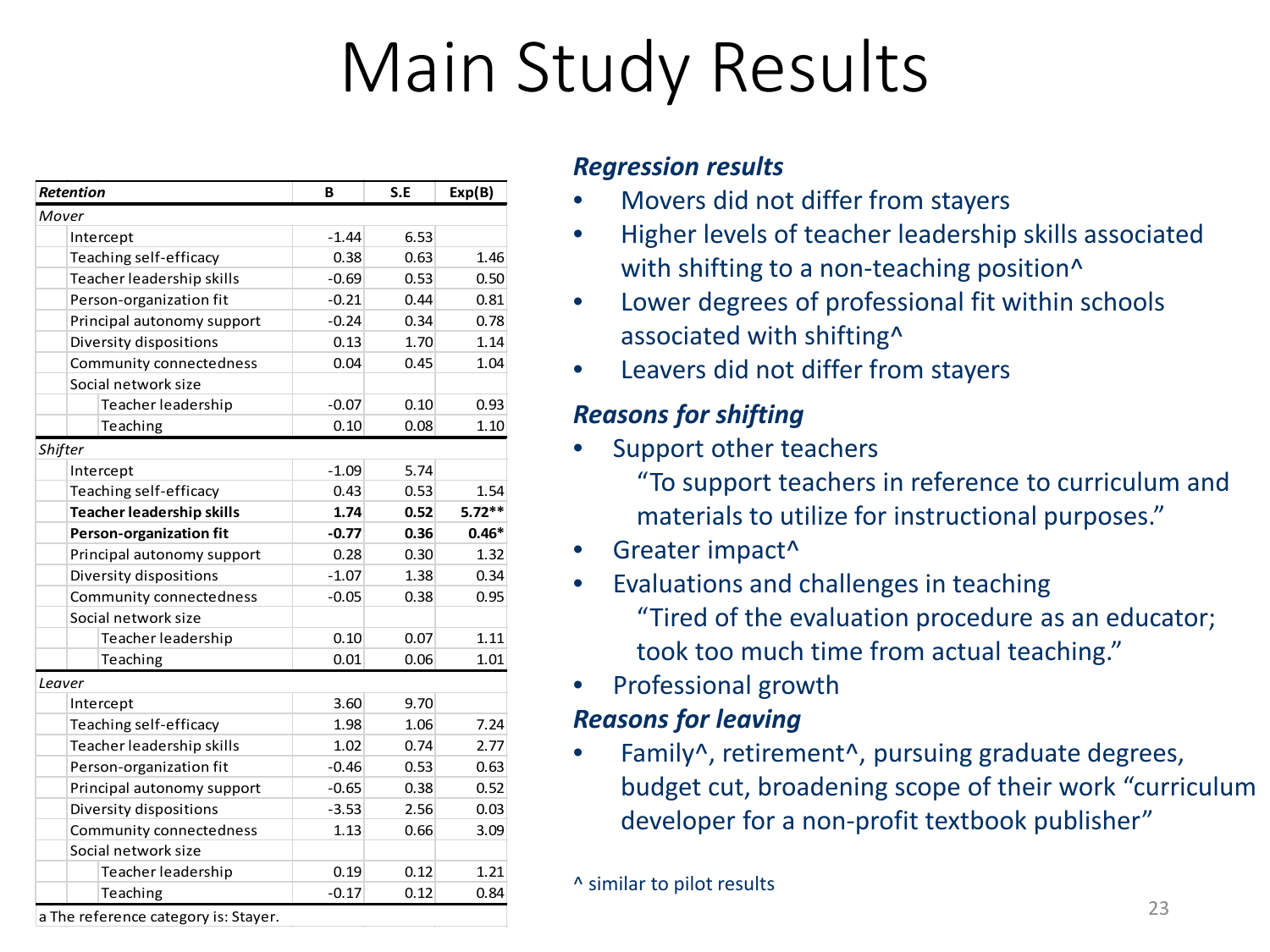# Main Study Results

| *Retention* | B | S.E | Exp(B) |
|---|---|---|---|
| *Mover* | | | |
| Intercept | -1.44 | 6.53 | |
| Teaching self-efficacy | 0.38 | 0.63 | 1.46 |
| Teacher leadership skills | -0.69 | 0.53 | 0.50 |
| Person-organization fit | -0.21 | 0.44 | 0.81 |
| Principal autonomy support | -0.24 | 0.34 | 0.78 |
| Diversity dispositions | 0.13 | 1.70 | 1.14 |
| Community connectedness | 0.04 | 0.45 | 1.04 |
| Social network size | | | |
| Teacher leadership | -0.07 | 0.10 | 0.93 |
| Teaching | 0.10 | 0.08 | 1.10 |
| *Shifter* | | | |
| Intercept | -1.09 | 5.74 | |
| Teaching self-efficacy | 0.43 | 0.53 | 1.54 |
| **Teacher leadership skills** | **1.74** | **0.52** | **5.72\*\*** |
| **Person-organization fit** | **-0.77** | **0.36** | **0.46\*** |
| Principal autonomy support | 0.28 | 0.30 | 1.32 |
| Diversity dispositions | -1.07 | 1.38 | 0.34 |
| Community connectedness | -0.05 | 0.38 | 0.95 |
| Social network size | | | |
| Teacher leadership | 0.10 | 0.07 | 1.11 |
| Teaching | 0.01 | 0.06 | 1.01 |
| *Leaver* | | | |
| Intercept | 3.60 | 9.70 | |
| Teaching self-efficacy | 1.98 | 1.06 | 7.24 |
| Teacher leadership skills | 1.02 | 0.74 | 2.77 |
| Person-organization fit | -0.46 | 0.53 | 0.63 |
| Principal autonomy support | -0.65 | 0.38 | 0.52 |
| Diversity dispositions | -3.53 | 2.56 | 0.03 |
| Community connectedness | 1.13 | 0.66 | 3.09 |
| Social network size | | | |
| Teacher leadership | 0.19 | 0.12 | 1.21 |
| Teaching | -0.17 | 0.12 | 0.84 |

a The reference category is: Stayer.

### *Regression results*

- Movers did not differ from stayers
- Higher levels of teacher leadership skills associated with shifting to a non-teaching position^
- Lower degrees of professional fit within schools associated with shifting^
- Leavers did not differ from stayers

### *Reasons for shifting*

- Support other teachers
  "To support teachers in reference to curriculum and materials to utilize for instructional purposes."
- Greater impact^
- Evaluations and challenges in teaching
  "Tired of the evaluation procedure as an educator; took too much time from actual teaching."
- Professional growth

### *Reasons for leaving*

- Family^, retirement^, pursuing graduate degrees, budget cut, broadening scope of their work "curriculum developer for a non-profit textbook publisher"

^ similar to pilot results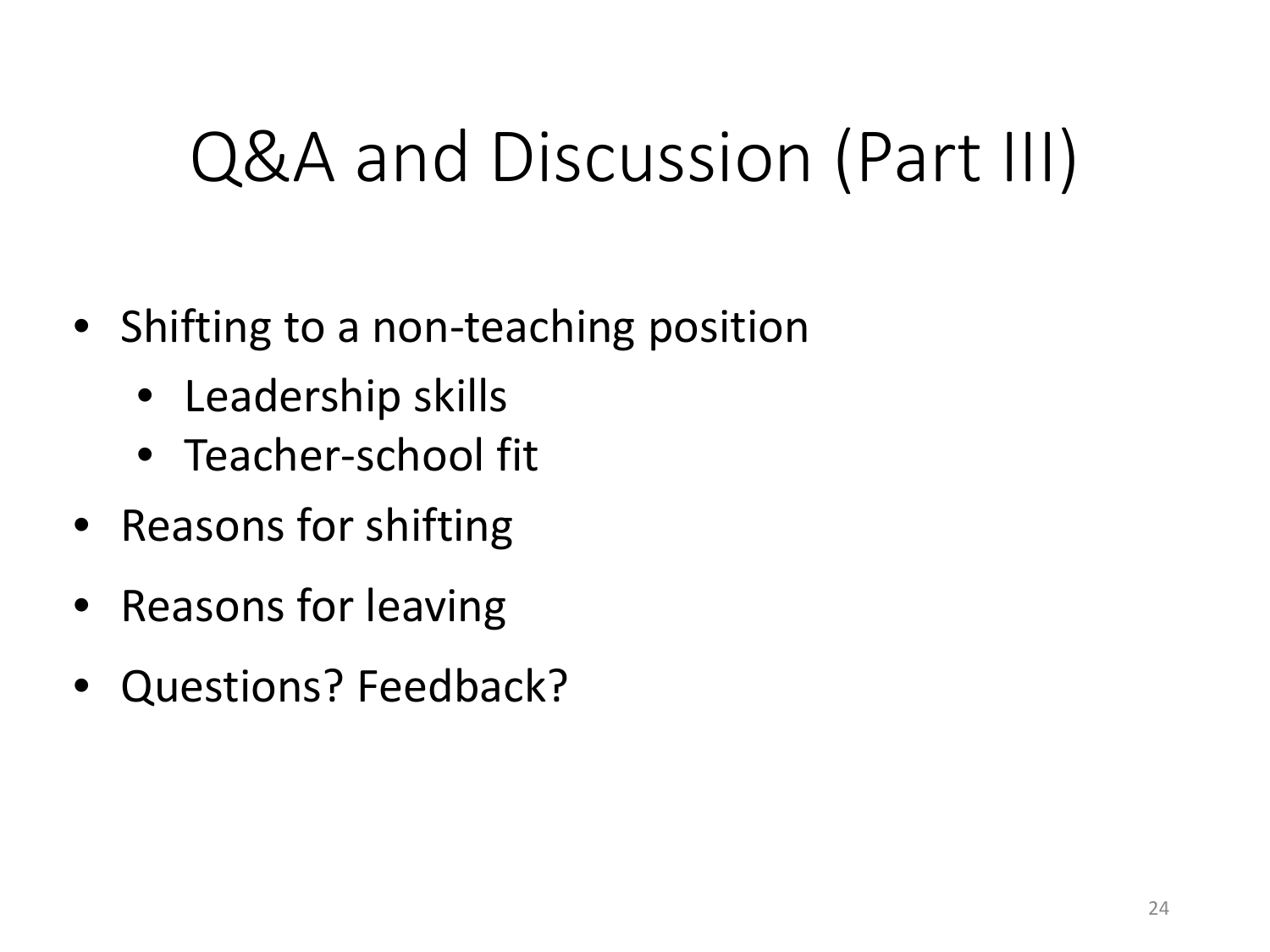# Q&A and Discussion (Part III)

- Shifting to a non-teaching position
  - Leadership skills
  - Teacher-school fit
- Reasons for shifting
- Reasons for leaving
- Questions? Feedback?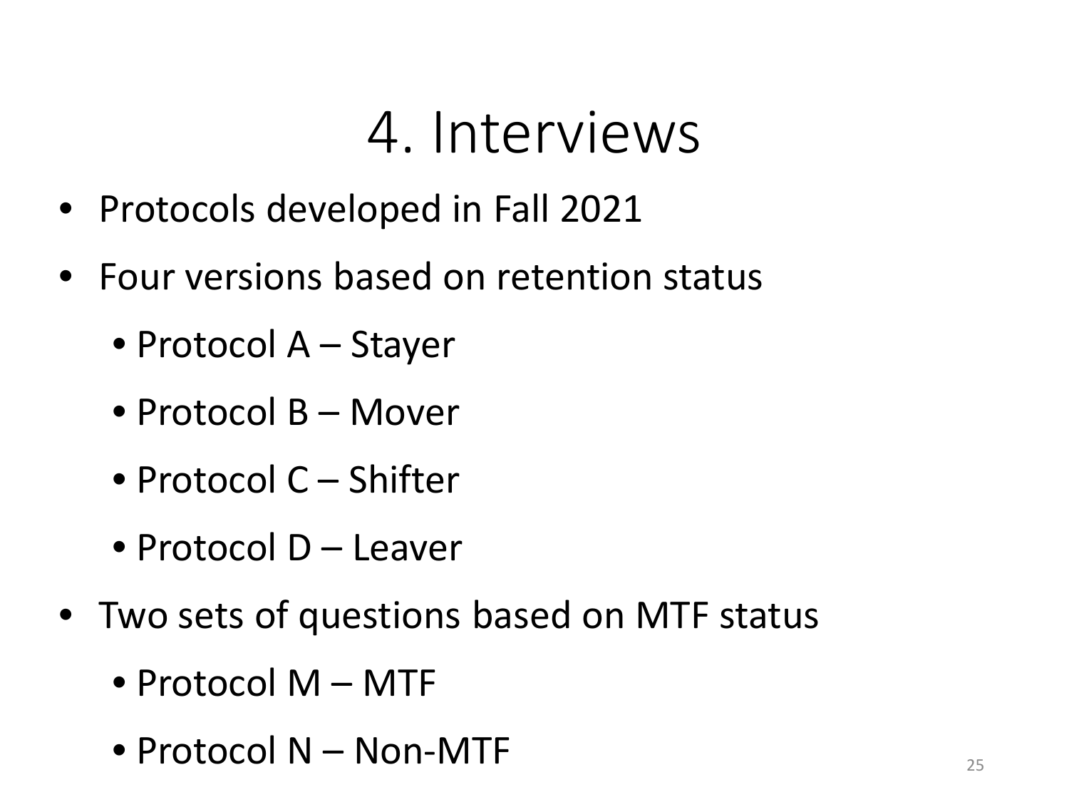# 4. Interviews

- Protocols developed in Fall 2021
- Four versions based on retention status
  - Protocol A – Stayer
  - Protocol B – Mover
  - Protocol C – Shifter
  - Protocol D – Leaver
- Two sets of questions based on MTF status
  - Protocol M – MTF
  - Protocol N – Non-MTF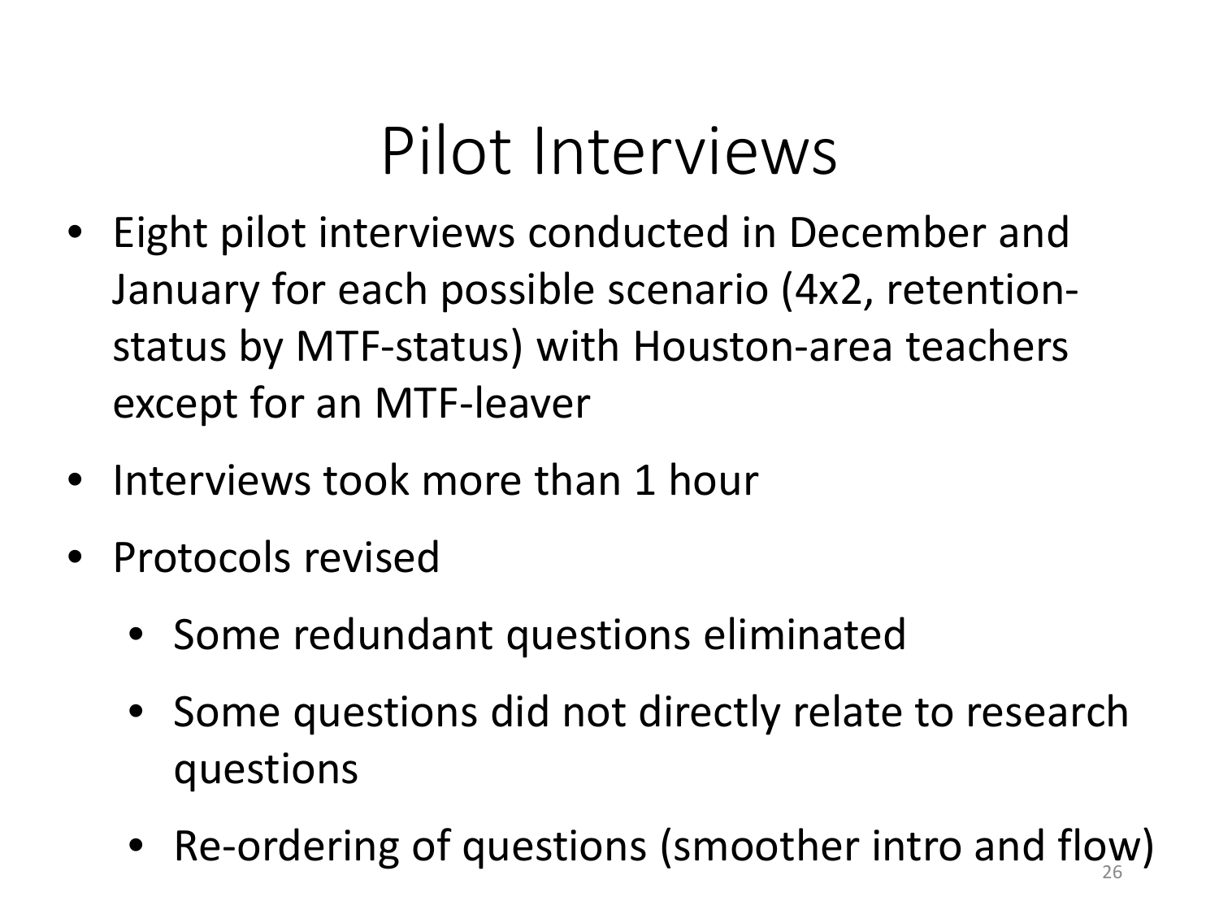# Pilot Interviews

- Eight pilot interviews conducted in December and January for each possible scenario (4x2, retention-status by MTF-status) with Houston-area teachers except for an MTF-leaver
- Interviews took more than 1 hour
- Protocols revised
  - Some redundant questions eliminated
  - Some questions did not directly relate to research questions
  - Re-ordering of questions (smoother intro and flow)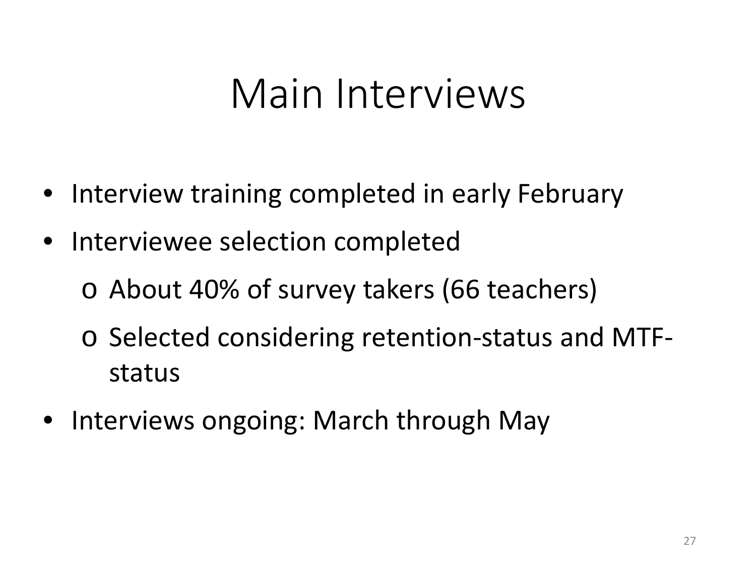# Main Interviews

- Interview training completed in early February
- Interviewee selection completed
  - About 40% of survey takers (66 teachers)
  - Selected considering retention-status and MTF-status
- Interviews ongoing: March through May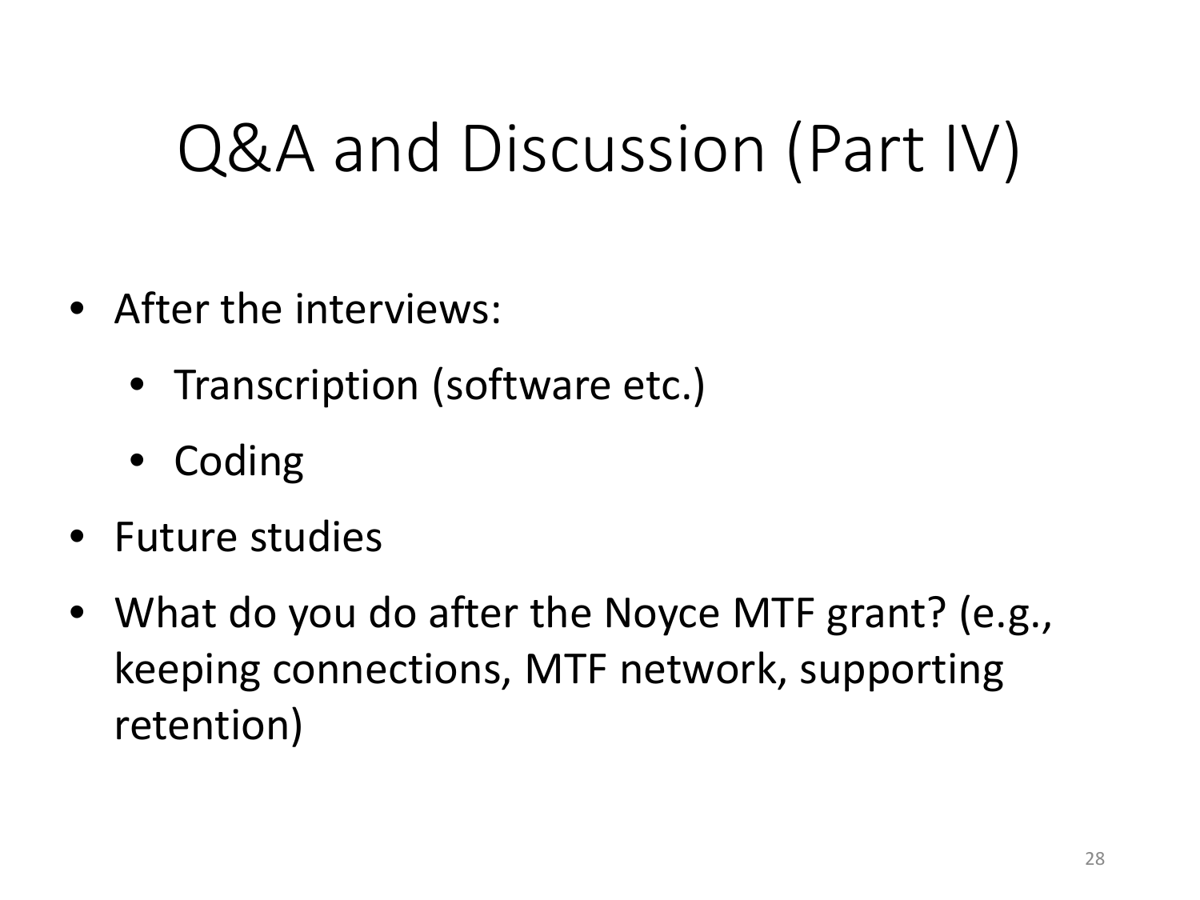# Q&A and Discussion (Part IV)

- After the interviews:
  - Transcription (software etc.)
  - Coding
- Future studies
- What do you do after the Noyce MTF grant? (e.g., keeping connections, MTF network, supporting retention)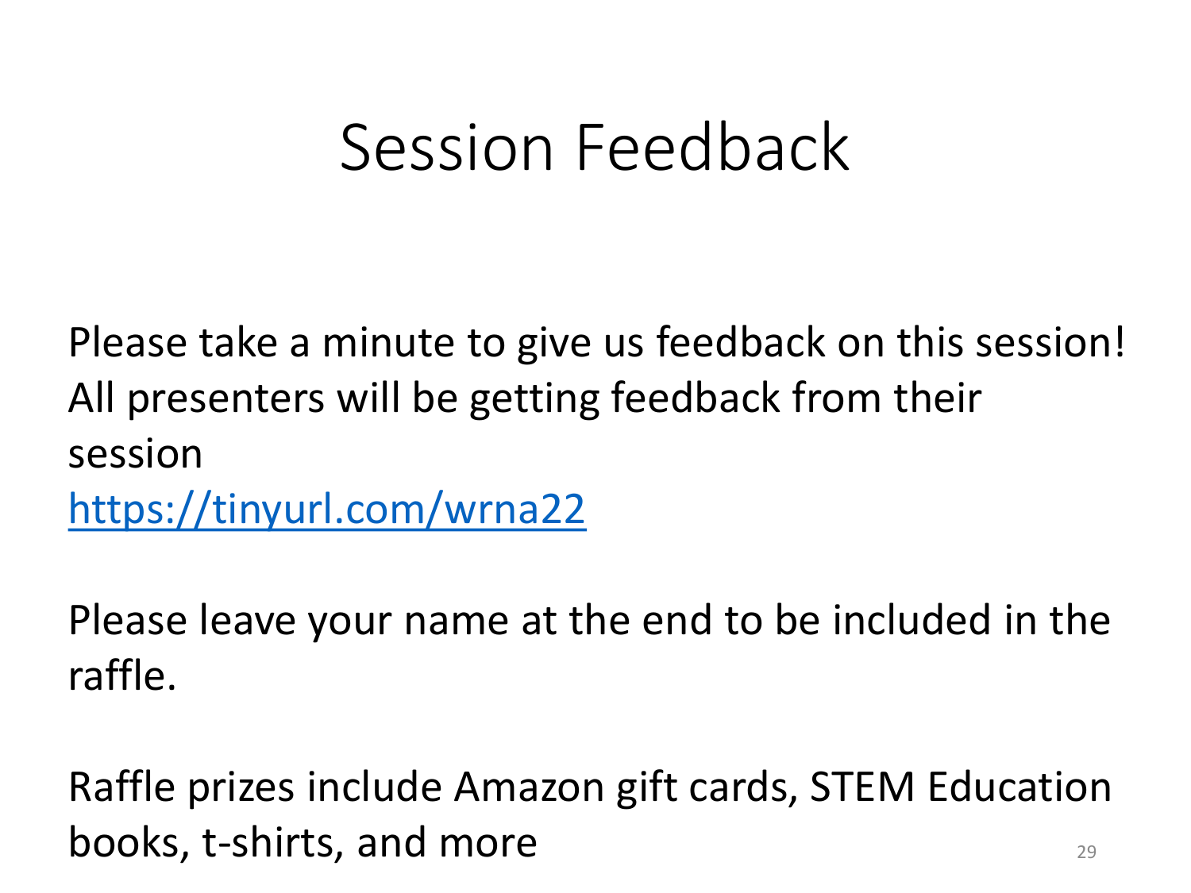# Session Feedback

Please take a minute to give us feedback on this session! All presenters will be getting feedback from their session
[https://tinyurl.com/wrna22](https://tinyurl.com/wrna22)

Please leave your name at the end to be included in the raffle.

Raffle prizes include Amazon gift cards, STEM Education books, t-shirts, and more